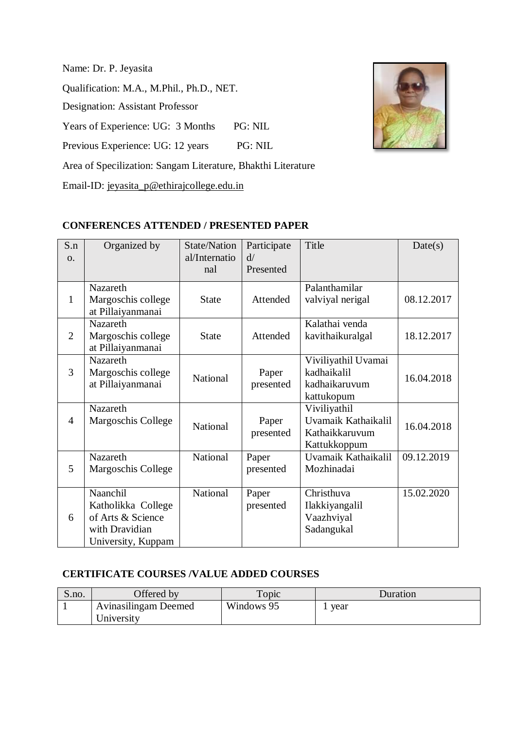Name: Dr. P. Jeyasita

Qualification: M.A., M.Phil., Ph.D., NET.

Designation: Assistant Professor

Years of Experience: UG: 3 Months PG: NIL

Previous Experience: UG: 12 years PG: NIL

Area of Specilization: Sangam Literature, Bhakthi Literature

Email-ID: jeyasita_p@ethirajcollege.edu.in

## CONFERENCES ATTENDED / PRESENTED PAPER

| S.no. | Organized by | State/National/International | Participated/ Presented | Title | Date(s) |
|---|---|---|---|---|---|
| 1 | Nazareth Margoschis college at Pillaiyanmanai | State | Attended | Palanthamilar valviyal nerigal | 08.12.2017 |
| 2 | Nazareth Margoschis college at Pillaiyanmanai | State | Attended | Kalathai venda kavithaikuralgal | 18.12.2017 |
| 3 | Nazareth Margoschis college at Pillaiyanmanai | National | Paper presented | Viviliyathil Uvamai kadhaikalil kadhaikaruvum kattukopum | 16.04.2018 |
| 4 | Nazareth Margoschis College | National | Paper presented | Viviliyathil Uvamaik Kathaikalil Kathaikkaruvum Kattukkoppum | 16.04.2018 |
| 5 | Nazareth Margoschis College | National | Paper presented | Uvamaik Kathaikalil Mozhinadai | 09.12.2019 |
| 6 | Naanchil Katholikka College of Arts & Science with Dravidian University, Kuppam | National | Paper presented | Christhuva Ilakkiyangalil Vaazhviyal Sadangukal | 15.02.2020 |

## CERTIFICATE COURSES /VALUE ADDED COURSES

| S.no. | Offered by | Topic | Duration |
|---|---|---|---|
| 1 | Avinasilingam Deemed University | Windows 95 | 1 year |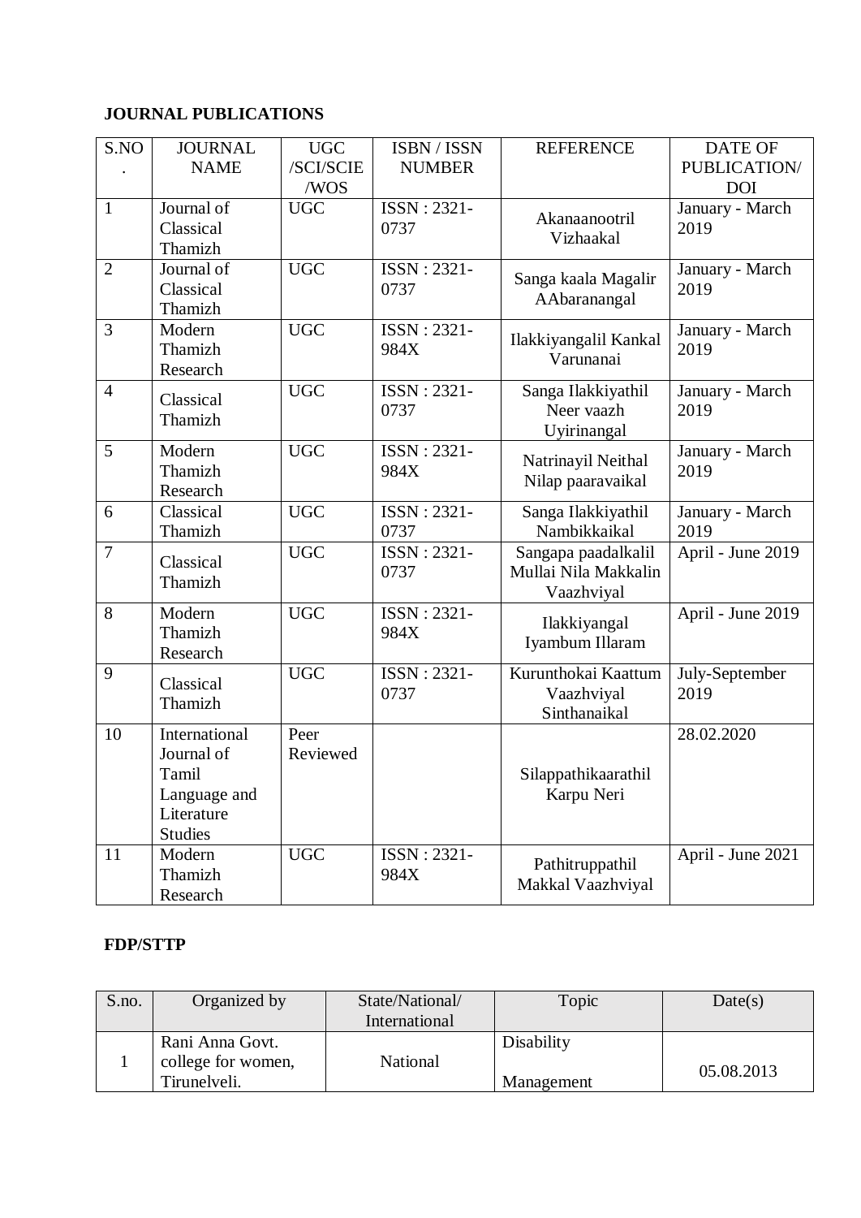**JOURNAL PUBLICATIONS**

| S.NO. | JOURNAL NAME | UGC /SCI/SCIE /WOS | ISBN / ISSN NUMBER | REFERENCE | DATE OF PUBLICATION/ DOI |
|---|---|---|---|---|---|
| 1 | Journal of Classical Thamizh | UGC | ISSN : 2321-0737 | Akanaanootril Vizhaakal | January - March 2019 |
| 2 | Journal of Classical Thamizh | UGC | ISSN : 2321-0737 | Sanga kaala Magalir AAbaranangal | January - March 2019 |
| 3 | Modern Thamizh Research | UGC | ISSN : 2321-984X | Ilakkiyangalil Kankal Varunanai | January - March 2019 |
| 4 | Classical Thamizh | UGC | ISSN : 2321-0737 | Sanga Ilakkiyathil Neer vaazh Uyirinangal | January - March 2019 |
| 5 | Modern Thamizh Research | UGC | ISSN : 2321-984X | Natrinayil Neithal Nilap paaravaikal | January - March 2019 |
| 6 | Classical Thamizh | UGC | ISSN : 2321-0737 | Sanga Ilakkiyathil Nambikkaikal | January - March 2019 |
| 7 | Classical Thamizh | UGC | ISSN : 2321-0737 | Sangapa paadalkalil Mullai Nila Makkalin Vaazhviyal | April - June 2019 |
| 8 | Modern Thamizh Research | UGC | ISSN : 2321-984X | Ilakkiyangal Iyambum Illaram | April - June 2019 |
| 9 | Classical Thamizh | UGC | ISSN : 2321-0737 | Kurunthokai Kaattum Vaazhviyal Sinthanaikal | July-September 2019 |
| 10 | International Journal of Tamil Language and Literature Studies | Peer Reviewed | | Silappathikaarathil Karpu Neri | 28.02.2020 |
| 11 | Modern Thamizh Research | UGC | ISSN : 2321-984X | Pathitruppathil Makkal Vaazhviyal | April - June 2021 |

**FDP/STTP**

| S.no. | Organized by | State/National/ International | Topic | Date(s) |
|---|---|---|---|---|
| 1 | Rani Anna Govt. college for women, Tirunelveli. | National | Disability Management | 05.08.2013 |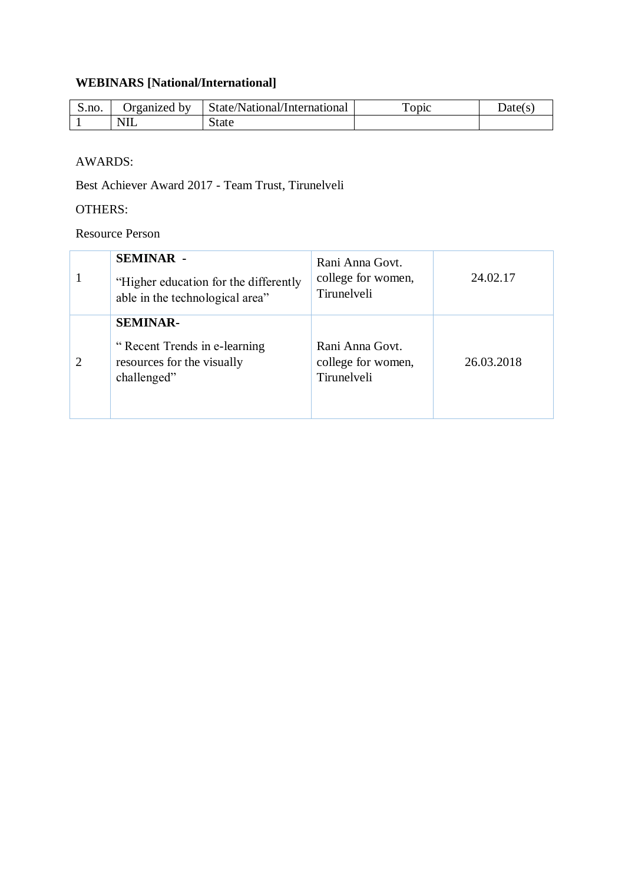**WEBINARS [National/International]**

| S.no. | Organized by | State/National/International | Topic | Date(s) |
|---|---|---|---|---|
| 1 | NIL | State | | |

AWARDS:

Best Achiever Award 2017 - Team Trust, Tirunelveli

OTHERS:

Resource Person

| | | | |
|---|---|---|---|
| 1 | **SEMINAR -** "Higher education for the differently able in the technological area" | Rani Anna Govt. college for women, Tirunelveli | 24.02.17 |
| 2 | **SEMINAR-** " Recent Trends in e-learning resources for the visually challenged" | Rani Anna Govt. college for women, Tirunelveli | 26.03.2018 |